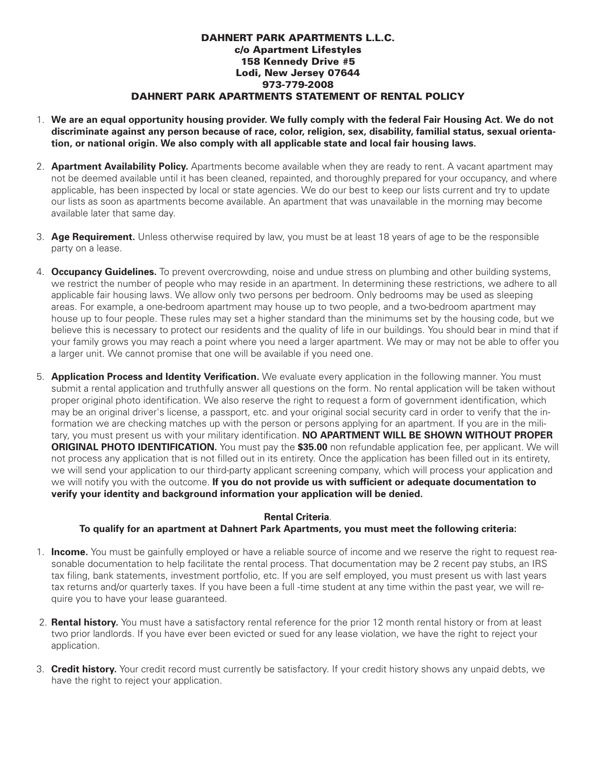# DAHNERT PARK APARTMENTS L.L.C.
**c/o Apartment Lifestyles**
**158 Kennedy Drive #5**
**Lodi, New Jersey 07644**
**973-779-2008**

## DAHNERT PARK APARTMENTS STATEMENT OF RENTAL POLICY

1. **We are an equal opportunity housing provider. We fully comply with the federal Fair Housing Act. We do not discriminate against any person because of race, color, religion, sex, disability, familial status, sexual orientation, or national origin. We also comply with all applicable state and local fair housing laws.**

2. **Apartment Availability Policy.** Apartments become available when they are ready to rent. A vacant apartment may not be deemed available until it has been cleaned, repainted, and thoroughly prepared for your occupancy, and where applicable, has been inspected by local or state agencies. We do our best to keep our lists current and try to update our lists as soon as apartments become available. An apartment that was unavailable in the morning may become available later that same day.

3. **Age Requirement.** Unless otherwise required by law, you must be at least 18 years of age to be the responsible party on a lease.

4. **Occupancy Guidelines.** To prevent overcrowding, noise and undue stress on plumbing and other building systems, we restrict the number of people who may reside in an apartment. In determining these restrictions, we adhere to all applicable fair housing laws. We allow only two persons per bedroom. Only bedrooms may be used as sleeping areas. For example, a one-bedroom apartment may house up to two people, and a two-bedroom apartment may house up to four people. These rules may set a higher standard than the minimums set by the housing code, but we believe this is necessary to protect our residents and the quality of life in our buildings. You should bear in mind that if your family grows you may reach a point where you need a larger apartment. We may or may not be able to offer you a larger unit. We cannot promise that one will be available if you need one.

5. **Application Process and Identity Verification.** We evaluate every application in the following manner. You must submit a rental application and truthfully answer all questions on the form. No rental application will be taken without proper original photo identification. We also reserve the right to request a form of government identification, which may be an original driver's license, a passport, etc. and your original social security card in order to verify that the information we are checking matches up with the person or persons applying for an apartment. If you are in the military, you must present us with your military identification. **NO APARTMENT WILL BE SHOWN WITHOUT PROPER ORIGINAL PHOTO IDENTIFICATION.** You must pay the **$35.00** non refundable application fee, per applicant. We will not process any application that is not filled out in its entirety. Once the application has been filled out in its entirety, we will send your application to our third-party applicant screening company, which will process your application and we will notify you with the outcome. **If you do not provide us with sufficient or adequate documentation to verify your identity and background information your application will be denied.**

### Rental Criteria.
**To qualify for an apartment at Dahnert Park Apartments, you must meet the following criteria:**

1. **Income.** You must be gainfully employed or have a reliable source of income and we reserve the right to request reasonable documentation to help facilitate the rental process. That documentation may be 2 recent pay stubs, an IRS tax filing, bank statements, investment portfolio, etc. If you are self employed, you must present us with last years tax returns and/or quarterly taxes. If you have been a full -time student at any time within the past year, we will require you to have your lease guaranteed.

2. **Rental history.** You must have a satisfactory rental reference for the prior 12 month rental history or from at least two prior landlords. If you have ever been evicted or sued for any lease violation, we have the right to reject your application.

3. **Credit history.** Your credit record must currently be satisfactory. If your credit history shows any unpaid debts, we have the right to reject your application.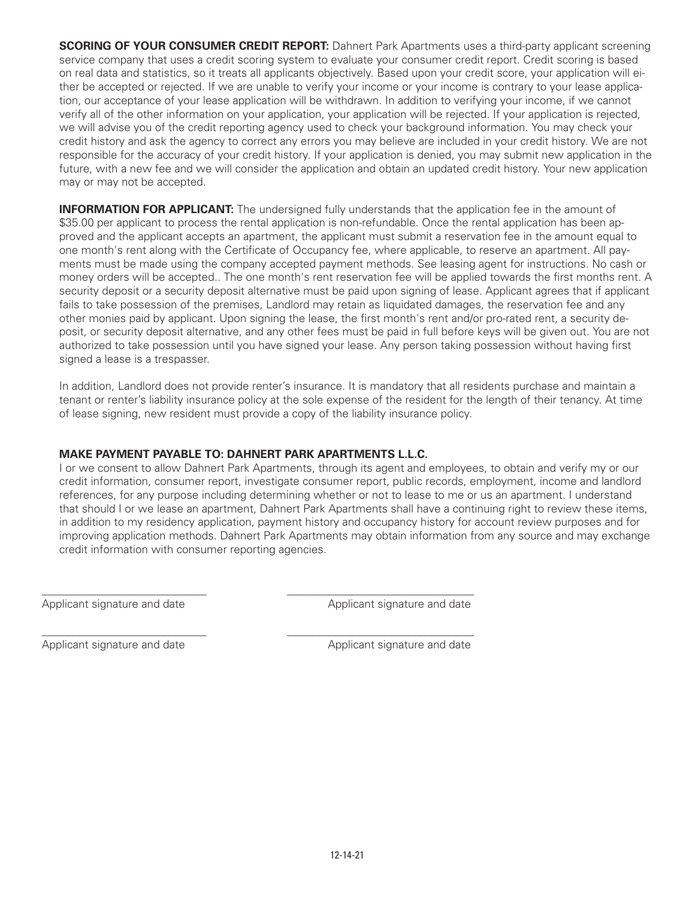**SCORING OF YOUR CONSUMER CREDIT REPORT:** Dahnert Park Apartments uses a third-party applicant screening service company that uses a credit scoring system to evaluate your consumer credit report. Credit scoring is based on real data and statistics, so it treats all applicants objectively. Based upon your credit score, your application will either be accepted or rejected. If we are unable to verify your income or your income is contrary to your lease application, our acceptance of your lease application will be withdrawn. In addition to verifying your income, if we cannot verify all of the other information on your application, your application will be rejected. If your application is rejected, we will advise you of the credit reporting agency used to check your background information. You may check your credit history and ask the agency to correct any errors you may believe are included in your credit history. We are not responsible for the accuracy of your credit history. If your application is denied, you may submit new application in the future, with a new fee and we will consider the application and obtain an updated credit history. Your new application may or may not be accepted.

**INFORMATION FOR APPLICANT:** The undersigned fully understands that the application fee in the amount of $35.00 per applicant to process the rental application is non-refundable. Once the rental application has been approved and the applicant accepts an apartment, the applicant must submit a reservation fee in the amount equal to one month's rent along with the Certificate of Occupancy fee, where applicable, to reserve an apartment. All payments must be made using the company accepted payment methods. See leasing agent for instructions. No cash or money orders will be accepted.. The one month's rent reservation fee will be applied towards the first months rent. A security deposit or a security deposit alternative must be paid upon signing of lease. Applicant agrees that if applicant fails to take possession of the premises, Landlord may retain as liquidated damages, the reservation fee and any other monies paid by applicant. Upon signing the lease, the first month's rent and/or pro-rated rent, a security deposit, or security deposit alternative, and any other fees must be paid in full before keys will be given out. You are not authorized to take possession until you have signed your lease. Any person taking possession without having first signed a lease is a trespasser.

In addition, Landlord does not provide renter's insurance. It is mandatory that all residents purchase and maintain a tenant or renter's liability insurance policy at the sole expense of the resident for the length of their tenancy. At time of lease signing, new resident must provide a copy of the liability insurance policy.

**MAKE PAYMENT PAYABLE TO: DAHNERT PARK APARTMENTS L.L.C.**

I or we consent to allow Dahnert Park Apartments, through its agent and employees, to obtain and verify my or our credit information, consumer report, investigate consumer report, public records, employment, income and landlord references, for any purpose including determining whether or not to lease to me or us an apartment. I understand that should I or we lease an apartment, Dahnert Park Apartments shall have a continuing right to review these items, in addition to my residency application, payment history and occupancy history for account review purposes and for improving application methods. Dahnert Park Apartments may obtain information from any source and may exchange credit information with consumer reporting agencies.

| | |
|---|---|
| ____________________________ | ________________________________ |
| Applicant signature and date | Applicant signature and date |
| ____________________________ | ________________________________ |
| Applicant signature and date | Applicant signature and date |

12-14-21